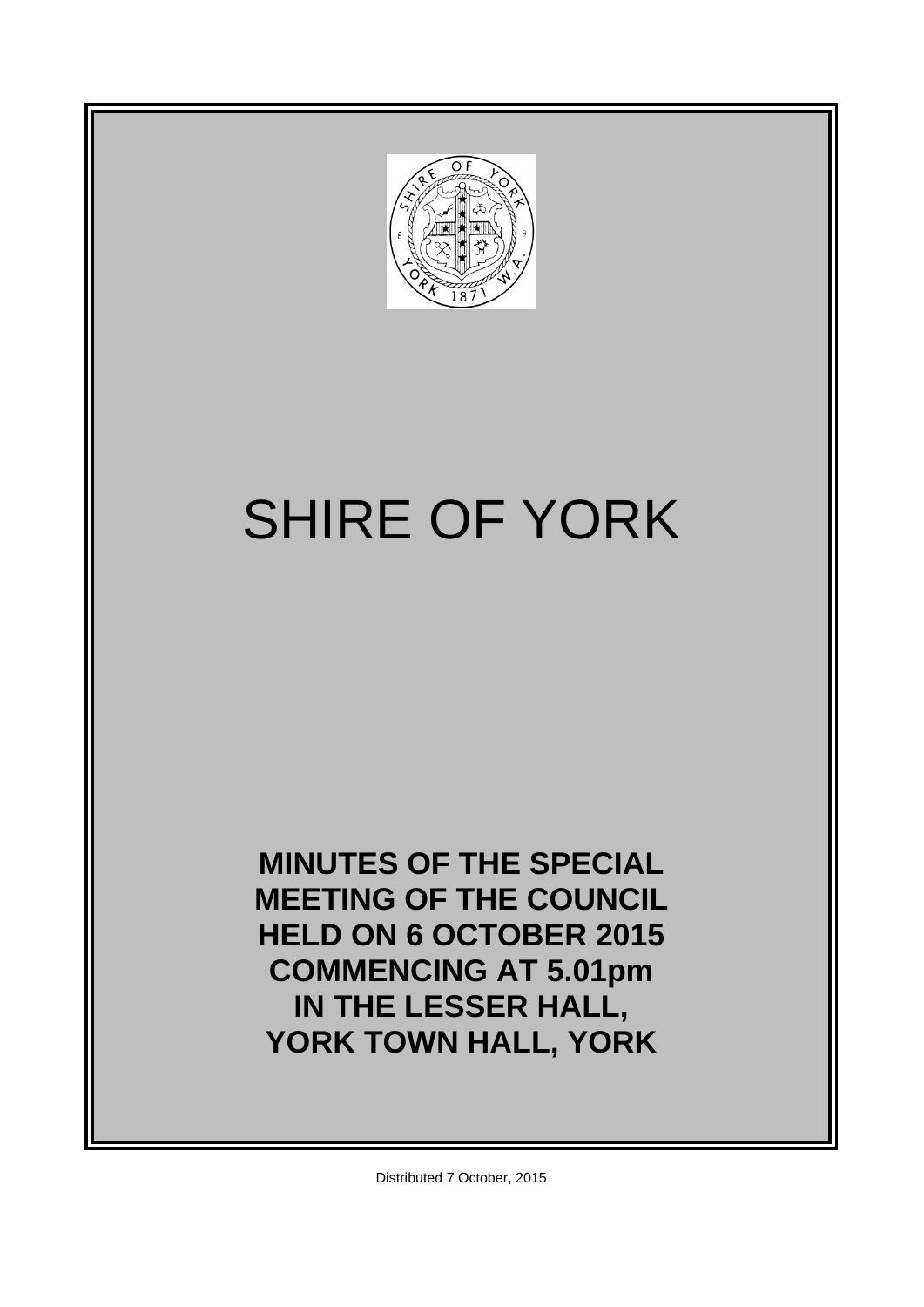# SHIRE OF YORK

**MINUTES OF THE SPECIAL MEETING OF THE COUNCIL HELD ON 6 OCTOBER 2015 COMMENCING AT 5.01pm IN THE LESSER HALL, YORK TOWN HALL, YORK**

Distributed 7 October, 2015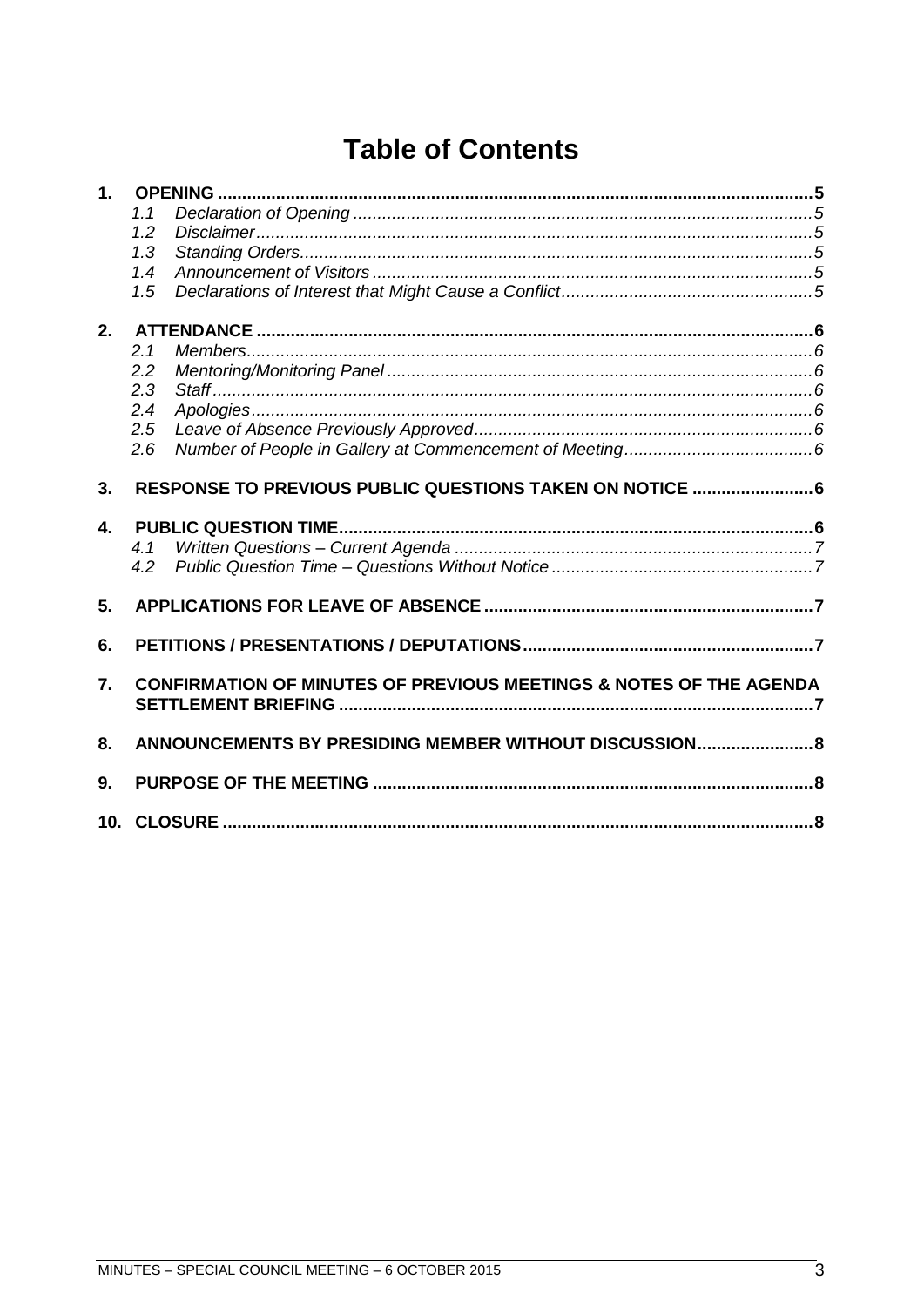# Table of Contents

**1. OPENING** .......... **5**

- 1.1 *Declaration of Opening* .......... *5*
- 1.2 *Disclaimer* .......... *5*
- 1.3 *Standing Orders* .......... *5*
- 1.4 *Announcement of Visitors* .......... *5*
- 1.5 *Declarations of Interest that Might Cause a Conflict* .......... *5*

**2. ATTENDANCE** .......... **6**

- 2.1 *Members* .......... *6*
- 2.2 *Mentoring/Monitoring Panel* .......... *6*
- 2.3 *Staff* .......... *6*
- 2.4 *Apologies* .......... *6*
- 2.5 *Leave of Absence Previously Approved* .......... *6*
- 2.6 *Number of People in Gallery at Commencement of Meeting* .......... *6*

**3. RESPONSE TO PREVIOUS PUBLIC QUESTIONS TAKEN ON NOTICE** .......... **6**

**4. PUBLIC QUESTION TIME** .......... **6**

- 4.1 *Written Questions – Current Agenda* .......... *7*
- 4.2 *Public Question Time – Questions Without Notice* .......... *7*

**5. APPLICATIONS FOR LEAVE OF ABSENCE** .......... **7**

**6. PETITIONS / PRESENTATIONS / DEPUTATIONS** .......... **7**

**7. CONFIRMATION OF MINUTES OF PREVIOUS MEETINGS & NOTES OF THE AGENDA SETTLEMENT BRIEFING** .......... **7**

**8. ANNOUNCEMENTS BY PRESIDING MEMBER WITHOUT DISCUSSION** .......... **8**

**9. PURPOSE OF THE MEETING** .......... **8**

**10. CLOSURE** .......... **8**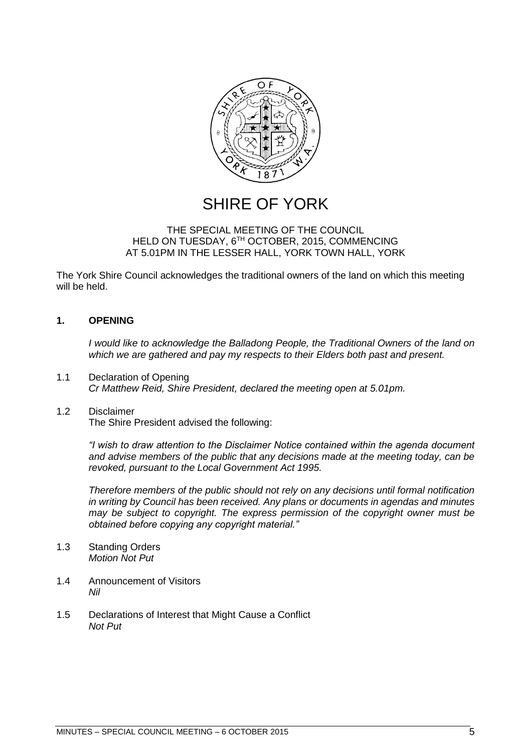# SHIRE OF YORK

THE SPECIAL MEETING OF THE COUNCIL
HELD ON TUESDAY, 6TH OCTOBER, 2015, COMMENCING
AT 5.01PM IN THE LESSER HALL, YORK TOWN HALL, YORK

The York Shire Council acknowledges the traditional owners of the land on which this meeting will be held.

## 1. OPENING

*I would like to acknowledge the Balladong People, the Traditional Owners of the land on which we are gathered and pay my respects to their Elders both past and present.*

1.1 Declaration of Opening
*Cr Matthew Reid, Shire President, declared the meeting open at 5.01pm.*

1.2 Disclaimer
The Shire President advised the following:

*"I wish to draw attention to the Disclaimer Notice contained within the agenda document and advise members of the public that any decisions made at the meeting today, can be revoked, pursuant to the Local Government Act 1995.*

*Therefore members of the public should not rely on any decisions until formal notification in writing by Council has been received. Any plans or documents in agendas and minutes may be subject to copyright. The express permission of the copyright owner must be obtained before copying any copyright material."*

1.3 Standing Orders
*Motion Not Put*

1.4 Announcement of Visitors
*Nil*

1.5 Declarations of Interest that Might Cause a Conflict
*Not Put*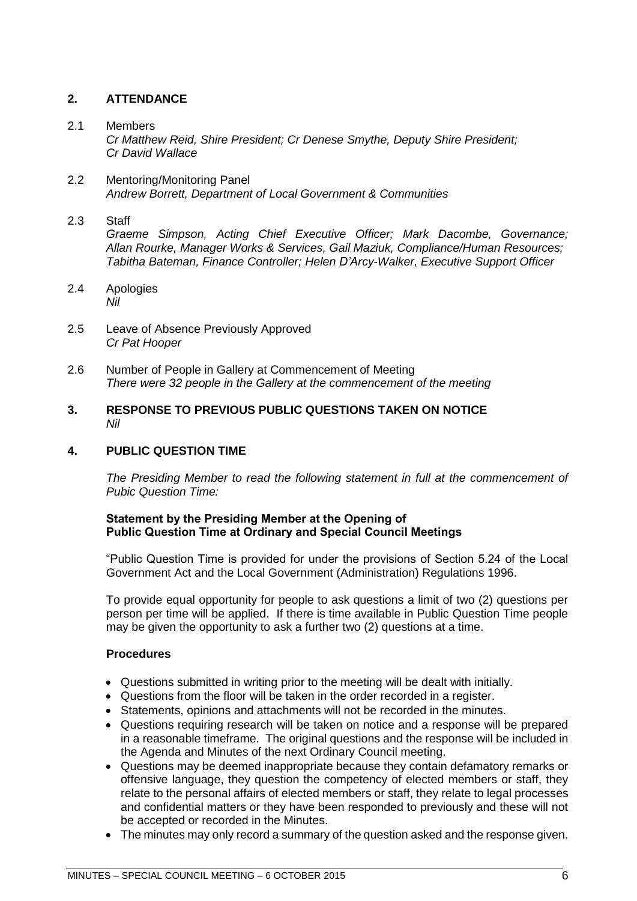## 2. ATTENDANCE

2.1 Members
*Cr Matthew Reid, Shire President; Cr Denese Smythe, Deputy Shire President; Cr David Wallace*

2.2 Mentoring/Monitoring Panel
*Andrew Borrett, Department of Local Government & Communities*

2.3 Staff
*Graeme Simpson, Acting Chief Executive Officer; Mark Dacombe, Governance; Allan Rourke, Manager Works & Services, Gail Maziuk, Compliance/Human Resources; Tabitha Bateman, Finance Controller; Helen D'Arcy-Walker, Executive Support Officer*

2.4 Apologies
*Nil*

2.5 Leave of Absence Previously Approved
*Cr Pat Hooper*

2.6 Number of People in Gallery at Commencement of Meeting
*There were 32 people in the Gallery at the commencement of the meeting*

## 3. RESPONSE TO PREVIOUS PUBLIC QUESTIONS TAKEN ON NOTICE

*Nil*

## 4. PUBLIC QUESTION TIME

*The Presiding Member to read the following statement in full at the commencement of Pubic Question Time:*

**Statement by the Presiding Member at the Opening of Public Question Time at Ordinary and Special Council Meetings**

"Public Question Time is provided for under the provisions of Section 5.24 of the Local Government Act and the Local Government (Administration) Regulations 1996.

To provide equal opportunity for people to ask questions a limit of two (2) questions per person per time will be applied. If there is time available in Public Question Time people may be given the opportunity to ask a further two (2) questions at a time.

**Procedures**

- Questions submitted in writing prior to the meeting will be dealt with initially.
- Questions from the floor will be taken in the order recorded in a register.
- Statements, opinions and attachments will not be recorded in the minutes.
- Questions requiring research will be taken on notice and a response will be prepared in a reasonable timeframe. The original questions and the response will be included in the Agenda and Minutes of the next Ordinary Council meeting.
- Questions may be deemed inappropriate because they contain defamatory remarks or offensive language, they question the competency of elected members or staff, they relate to the personal affairs of elected members or staff, they relate to legal processes and confidential matters or they have been responded to previously and these will not be accepted or recorded in the Minutes.
- The minutes may only record a summary of the question asked and the response given.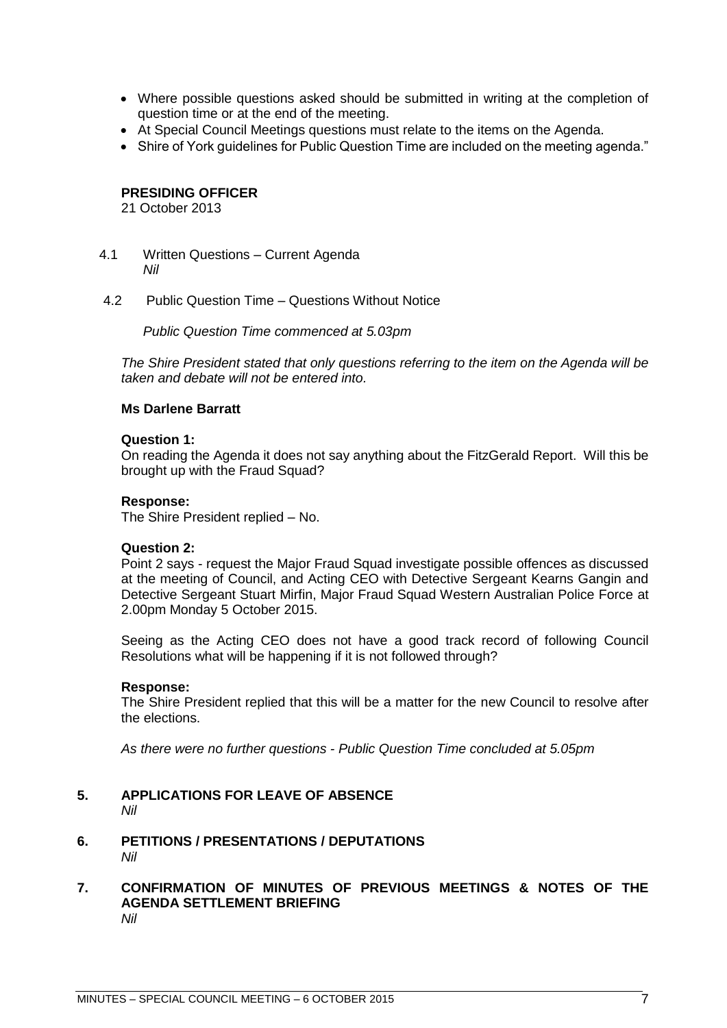- Where possible questions asked should be submitted in writing at the completion of question time or at the end of the meeting.
- At Special Council Meetings questions must relate to the items on the Agenda.
- Shire of York guidelines for Public Question Time are included on the meeting agenda."

**PRESIDING OFFICER**
21 October 2013

4.1 Written Questions – Current Agenda
*Nil*

4.2 Public Question Time – Questions Without Notice

*Public Question Time commenced at 5.03pm*

*The Shire President stated that only questions referring to the item on the Agenda will be taken and debate will not be entered into.*

**Ms Darlene Barratt**

**Question 1:**
On reading the Agenda it does not say anything about the FitzGerald Report. Will this be brought up with the Fraud Squad?

**Response:**
The Shire President replied – No.

**Question 2:**
Point 2 says - request the Major Fraud Squad investigate possible offences as discussed at the meeting of Council, and Acting CEO with Detective Sergeant Kearns Gangin and Detective Sergeant Stuart Mirfin, Major Fraud Squad Western Australian Police Force at 2.00pm Monday 5 October 2015.

Seeing as the Acting CEO does not have a good track record of following Council Resolutions what will be happening if it is not followed through?

**Response:**
The Shire President replied that this will be a matter for the new Council to resolve after the elections.

*As there were no further questions - Public Question Time concluded at 5.05pm*

## 5. APPLICATIONS FOR LEAVE OF ABSENCE
*Nil*

## 6. PETITIONS / PRESENTATIONS / DEPUTATIONS
*Nil*

## 7. CONFIRMATION OF MINUTES OF PREVIOUS MEETINGS & NOTES OF THE AGENDA SETTLEMENT BRIEFING
*Nil*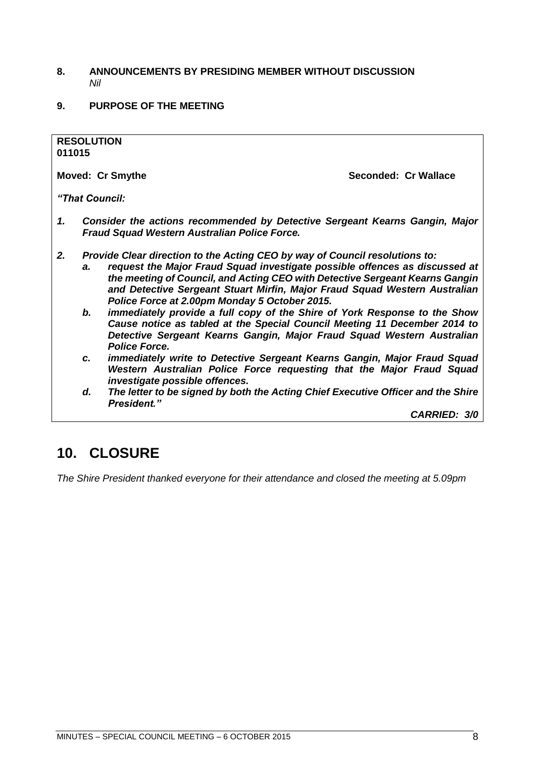**8. ANNOUNCEMENTS BY PRESIDING MEMBER WITHOUT DISCUSSION**

*Nil*

**9. PURPOSE OF THE MEETING**

**RESOLUTION**
**011015**

**Moved: Cr Smythe** **Seconded: Cr Wallace**

***"That Council:***

***1. Consider the actions recommended by Detective Sergeant Kearns Gangin, Major Fraud Squad Western Australian Police Force.***

***2. Provide Clear direction to the Acting CEO by way of Council resolutions to:***

***a. request the Major Fraud Squad investigate possible offences as discussed at the meeting of Council, and Acting CEO with Detective Sergeant Kearns Gangin and Detective Sergeant Stuart Mirfin, Major Fraud Squad Western Australian Police Force at 2.00pm Monday 5 October 2015.***

***b. immediately provide a full copy of the Shire of York Response to the Show Cause notice as tabled at the Special Council Meeting 11 December 2014 to Detective Sergeant Kearns Gangin, Major Fraud Squad Western Australian Police Force.***

***c. immediately write to Detective Sergeant Kearns Gangin, Major Fraud Squad Western Australian Police Force requesting that the Major Fraud Squad investigate possible offences.***

***d. The letter to be signed by both the Acting Chief Executive Officer and the Shire President."***

***CARRIED: 3/0***

# 10. CLOSURE

*The Shire President thanked everyone for their attendance and closed the meeting at 5.09pm*